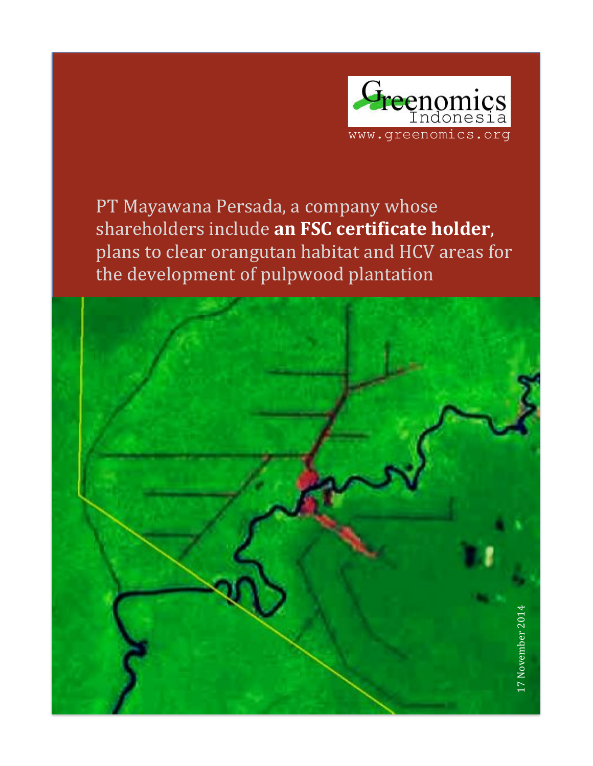Greenomics Indonesia

www.greenomics.org

# PT Mayawana Persada, a company whose shareholders include **an FSC certificate holder**, plans to clear orangutan habitat and HCV areas for the development of pulpwood plantation

17 November 2014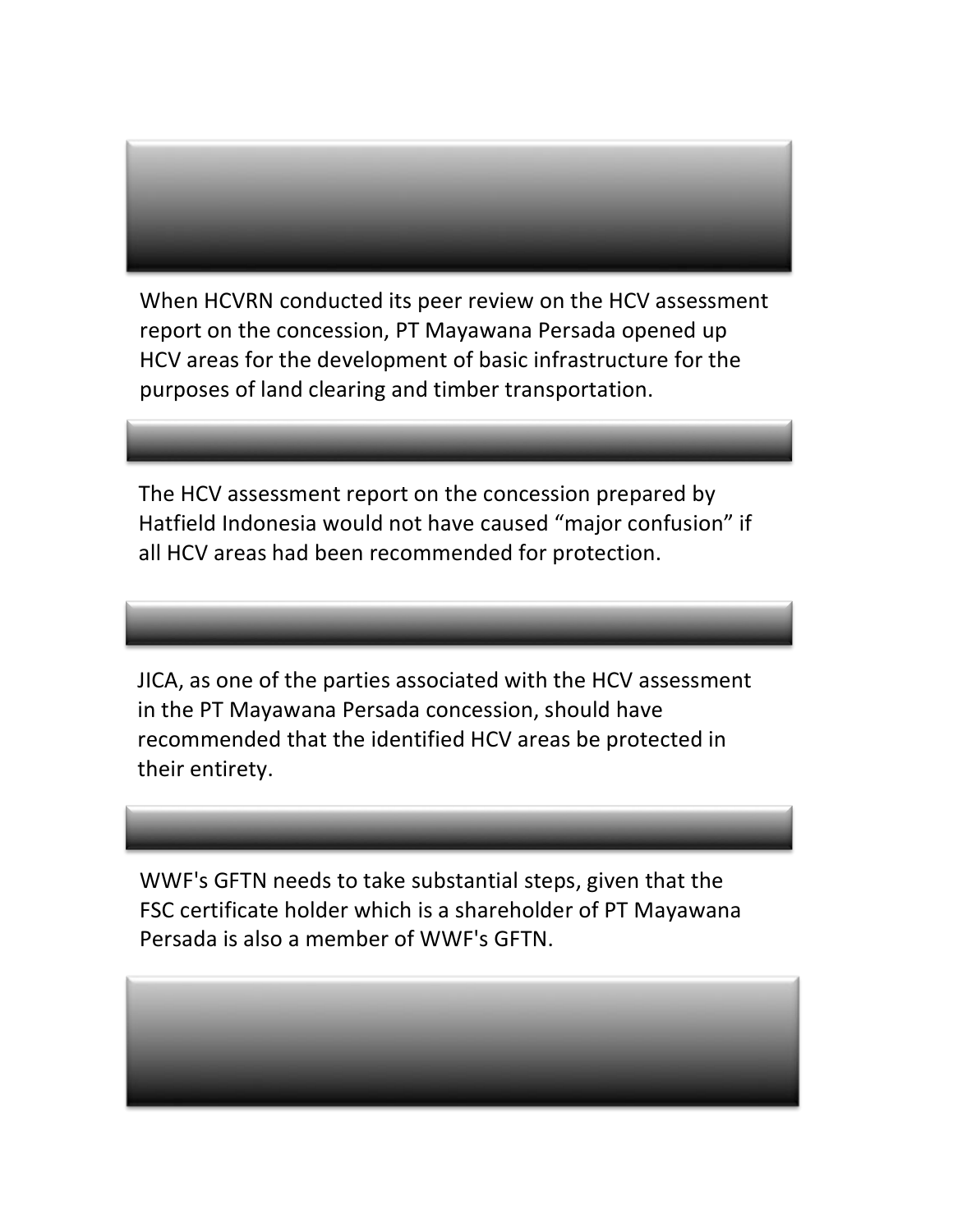When HCVRN conducted its peer review on the HCV assessment report on the concession, PT Mayawana Persada opened up HCV areas for the development of basic infrastructure for the purposes of land clearing and timber transportation.

The HCV assessment report on the concession prepared by Hatfield Indonesia would not have caused "major confusion" if all HCV areas had been recommended for protection.

JICA, as one of the parties associated with the HCV assessment in the PT Mayawana Persada concession, should have recommended that the identified HCV areas be protected in their entirety.

WWF's GFTN needs to take substantial steps, given that the FSC certificate holder which is a shareholder of PT Mayawana Persada is also a member of WWF's GFTN.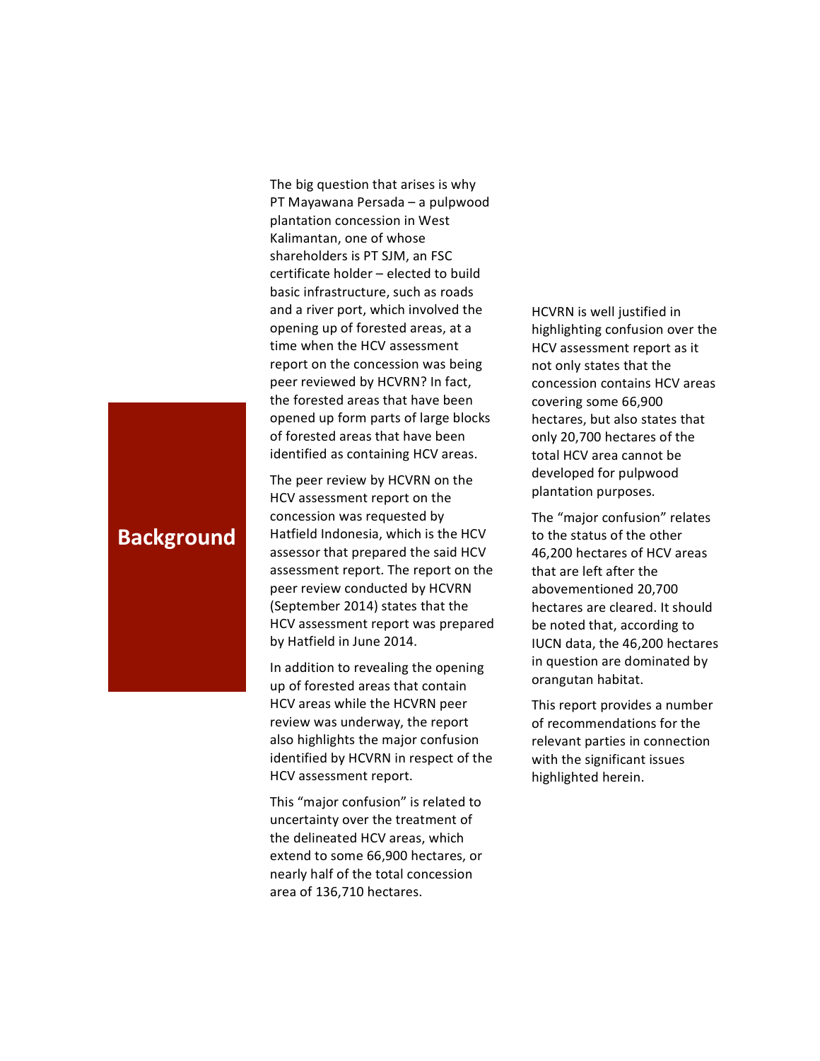## Background

The big question that arises is why PT Mayawana Persada – a pulpwood plantation concession in West Kalimantan, one of whose shareholders is PT SJM, an FSC certificate holder – elected to build basic infrastructure, such as roads and a river port, which involved the opening up of forested areas, at a time when the HCV assessment report on the concession was being peer reviewed by HCVRN? In fact, the forested areas that have been opened up form parts of large blocks of forested areas that have been identified as containing HCV areas.

The peer review by HCVRN on the HCV assessment report on the concession was requested by Hatfield Indonesia, which is the HCV assessor that prepared the said HCV assessment report. The report on the peer review conducted by HCVRN (September 2014) states that the HCV assessment report was prepared by Hatfield in June 2014.

In addition to revealing the opening up of forested areas that contain HCV areas while the HCVRN peer review was underway, the report also highlights the major confusion identified by HCVRN in respect of the HCV assessment report.

This "major confusion" is related to uncertainty over the treatment of the delineated HCV areas, which extend to some 66,900 hectares, or nearly half of the total concession area of 136,710 hectares.

HCVRN is well justified in highlighting confusion over the HCV assessment report as it not only states that the concession contains HCV areas covering some 66,900 hectares, but also states that only 20,700 hectares of the total HCV area cannot be developed for pulpwood plantation purposes.

The "major confusion" relates to the status of the other 46,200 hectares of HCV areas that are left after the abovementioned 20,700 hectares are cleared. It should be noted that, according to IUCN data, the 46,200 hectares in question are dominated by orangutan habitat.

This report provides a number of recommendations for the relevant parties in connection with the significant issues highlighted herein.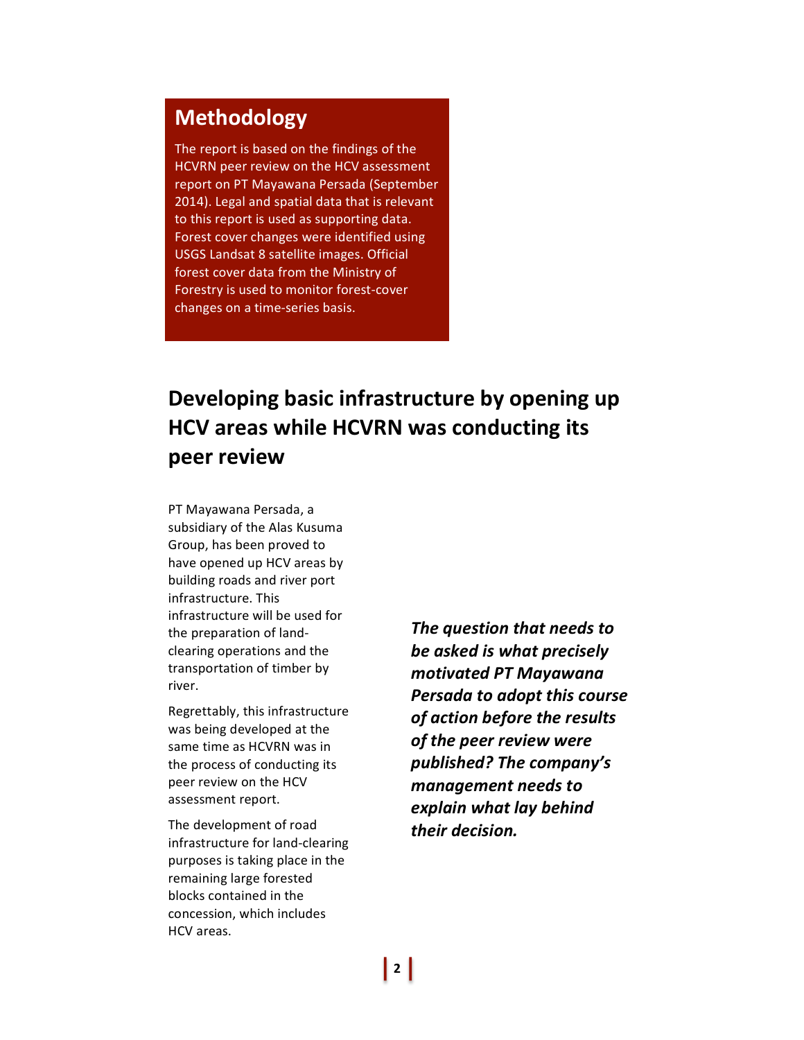## Methodology

The report is based on the findings of the HCVRN peer review on the HCV assessment report on PT Mayawana Persada (September 2014). Legal and spatial data that is relevant to this report is used as supporting data. Forest cover changes were identified using USGS Landsat 8 satellite images. Official forest cover data from the Ministry of Forestry is used to monitor forest-cover changes on a time-series basis.

# Developing basic infrastructure by opening up HCV areas while HCVRN was conducting its peer review

PT Mayawana Persada, a subsidiary of the Alas Kusuma Group, has been proved to have opened up HCV areas by building roads and river port infrastructure. This infrastructure will be used for the preparation of land-clearing operations and the transportation of timber by river.

Regrettably, this infrastructure was being developed at the same time as HCVRN was in the process of conducting its peer review on the HCV assessment report.

The development of road infrastructure for land-clearing purposes is taking place in the remaining large forested blocks contained in the concession, which includes HCV areas.

***The question that needs to be asked is what precisely motivated PT Mayawana Persada to adopt this course of action before the results of the peer review were published? The company's management needs to explain what lay behind their decision.***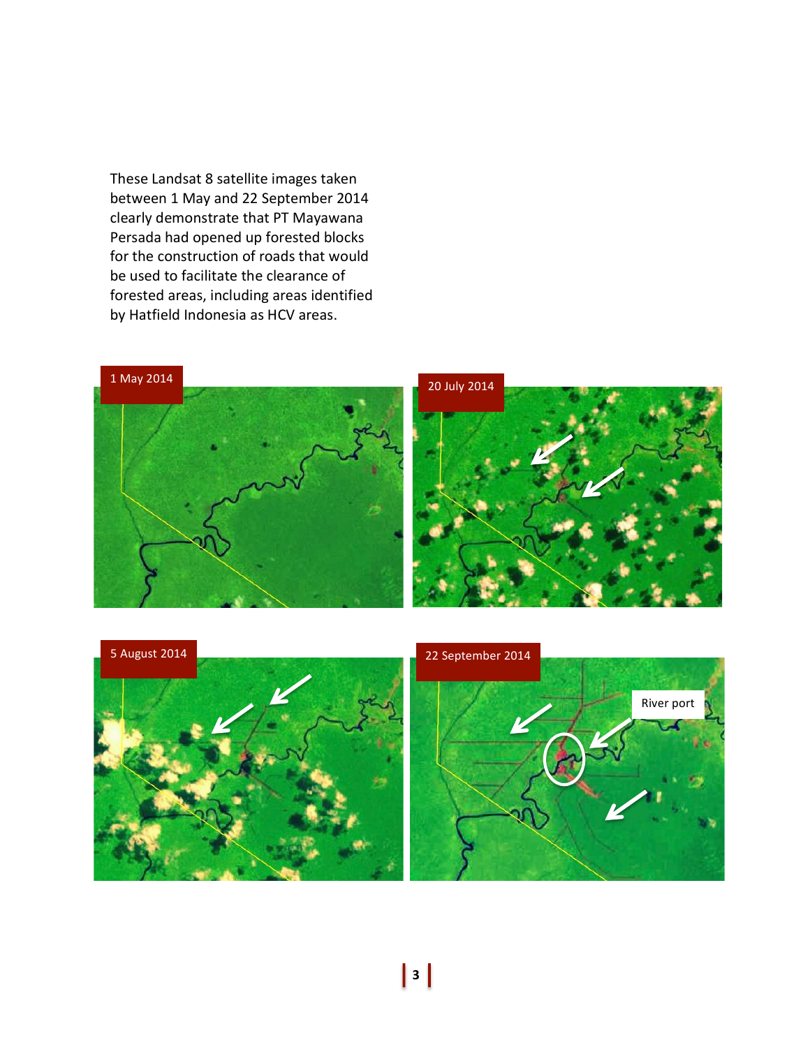These Landsat 8 satellite images taken between 1 May and 22 September 2014 clearly demonstrate that PT Mayawana Persada had opened up forested blocks for the construction of roads that would be used to facilitate the clearance of forested areas, including areas identified by Hatfield Indonesia as HCV areas.

1 May 2014

20 July 2014

5 August 2014

22 September 2014

River port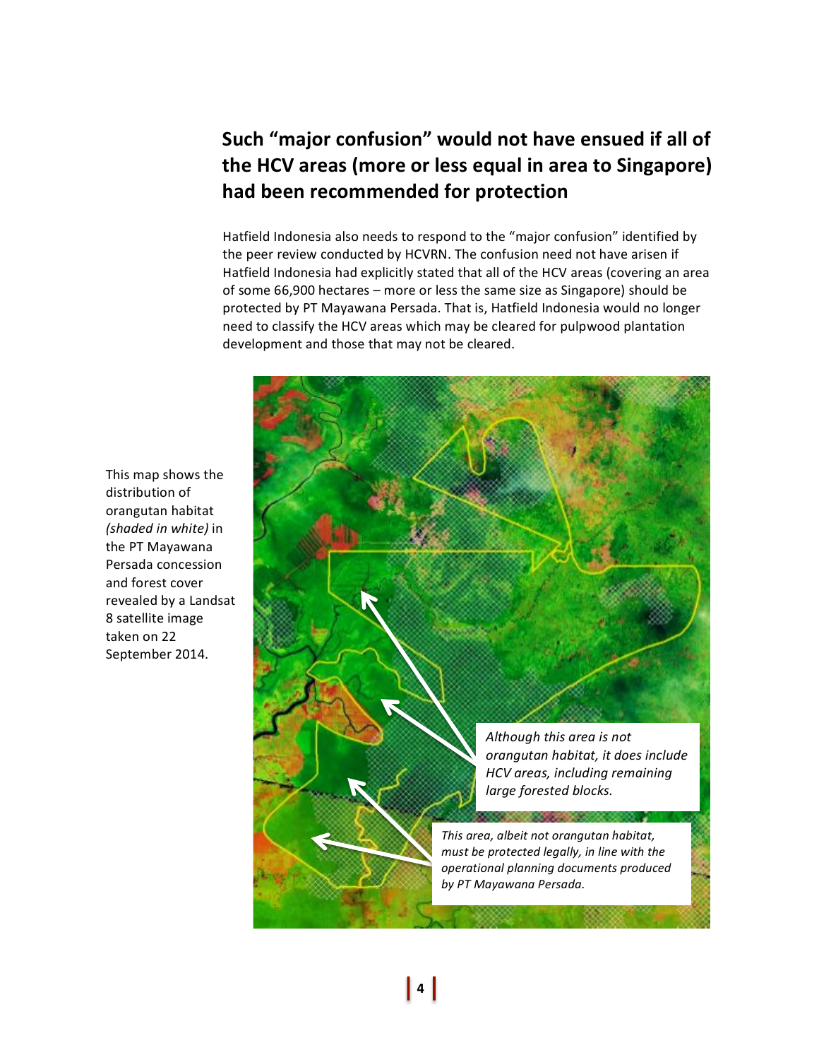## Such "major confusion" would not have ensued if all of the HCV areas (more or less equal in area to Singapore) had been recommended for protection

Hatfield Indonesia also needs to respond to the "major confusion" identified by the peer review conducted by HCVRN. The confusion need not have arisen if Hatfield Indonesia had explicitly stated that all of the HCV areas (covering an area of some 66,900 hectares – more or less the same size as Singapore) should be protected by PT Mayawana Persada. That is, Hatfield Indonesia would no longer need to classify the HCV areas which may be cleared for pulpwood plantation development and those that may not be cleared.

This map shows the distribution of orangutan habitat *(shaded in white)* in the PT Mayawana Persada concession and forest cover revealed by a Landsat 8 satellite image taken on 22 September 2014.

*Although this area is not orangutan habitat, it does include HCV areas, including remaining large forested blocks.*

*This area, albeit not orangutan habitat, must be protected legally, in line with the operational planning documents produced by PT Mayawana Persada.*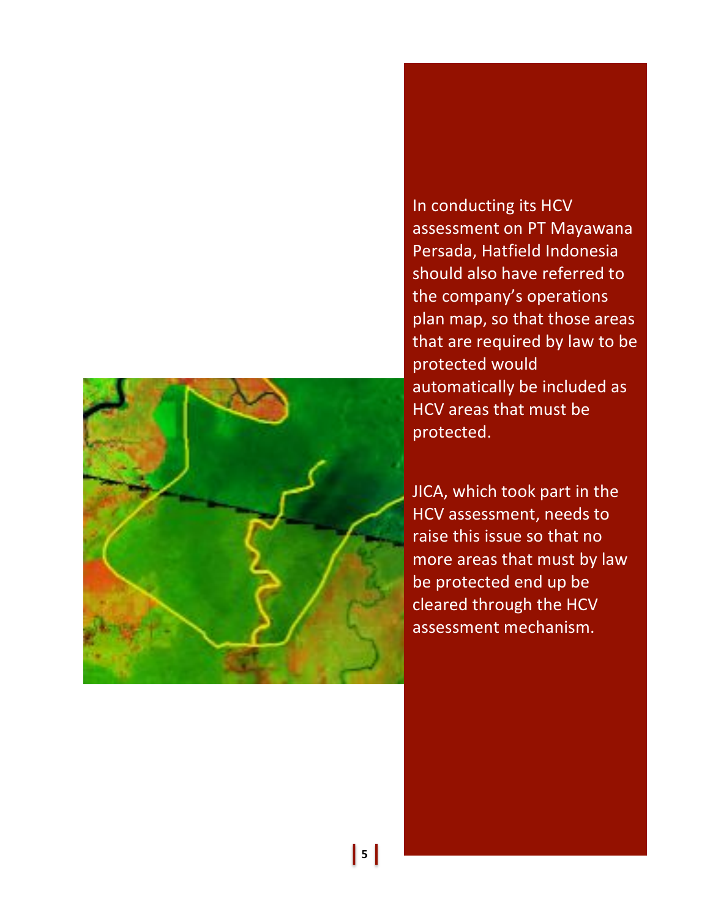In conducting its HCV assessment on PT Mayawana Persada, Hatfield Indonesia should also have referred to the company's operations plan map, so that those areas that are required by law to be protected would automatically be included as HCV areas that must be protected.

JICA, which took part in the HCV assessment, needs to raise this issue so that no more areas that must by law be protected end up be cleared through the HCV assessment mechanism.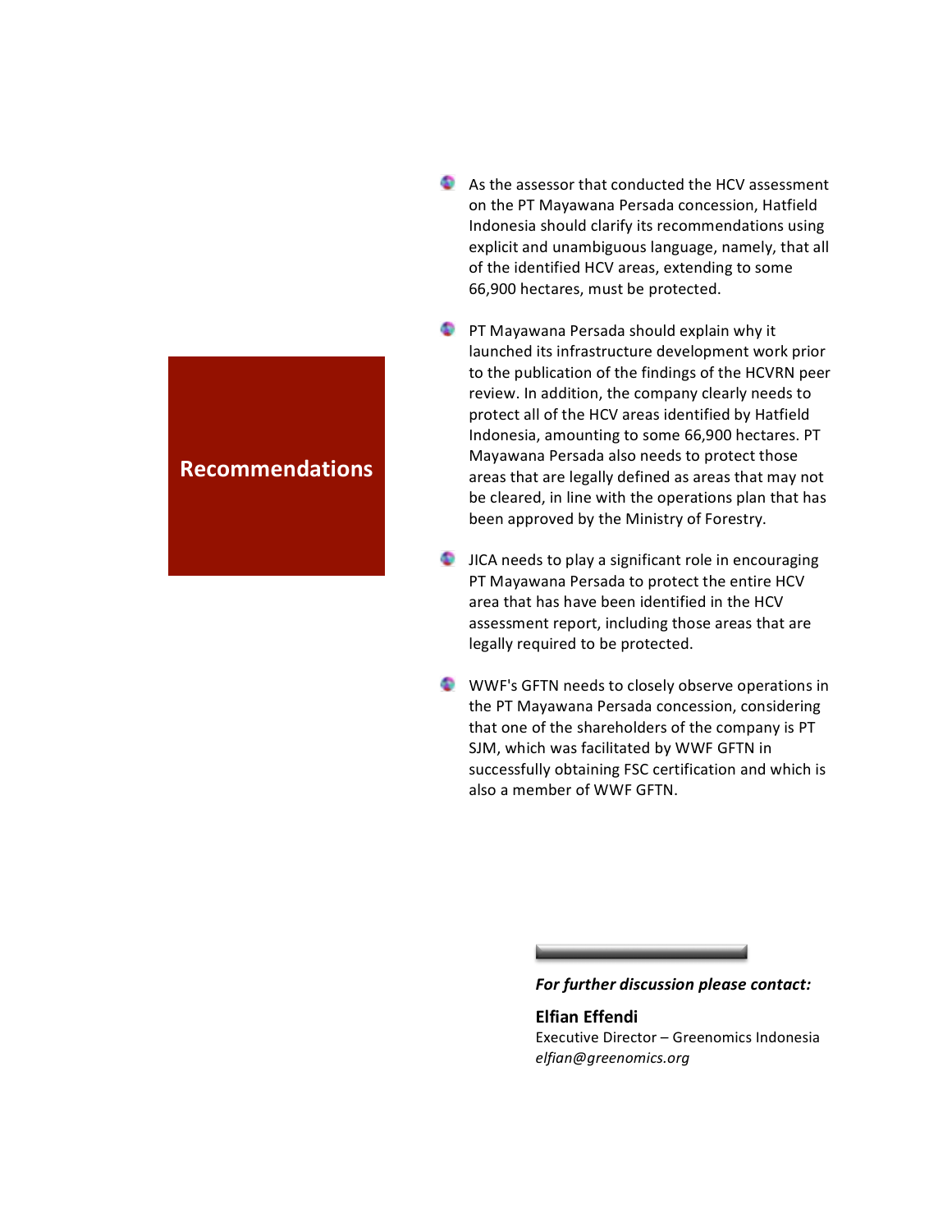## Recommendations

- As the assessor that conducted the HCV assessment on the PT Mayawana Persada concession, Hatfield Indonesia should clarify its recommendations using explicit and unambiguous language, namely, that all of the identified HCV areas, extending to some 66,900 hectares, must be protected.

- PT Mayawana Persada should explain why it launched its infrastructure development work prior to the publication of the findings of the HCVRN peer review. In addition, the company clearly needs to protect all of the HCV areas identified by Hatfield Indonesia, amounting to some 66,900 hectares. PT Mayawana Persada also needs to protect those areas that are legally defined as areas that may not be cleared, in line with the operations plan that has been approved by the Ministry of Forestry.

- JICA needs to play a significant role in encouraging PT Mayawana Persada to protect the entire HCV area that has have been identified in the HCV assessment report, including those areas that are legally required to be protected.

- WWF's GFTN needs to closely observe operations in the PT Mayawana Persada concession, considering that one of the shareholders of the company is PT SJM, which was facilitated by WWF GFTN in successfully obtaining FSC certification and which is also a member of WWF GFTN.

***For further discussion please contact:***

**Elfian Effendi**
Executive Director – Greenomics Indonesia
*elfian@greenomics.org*